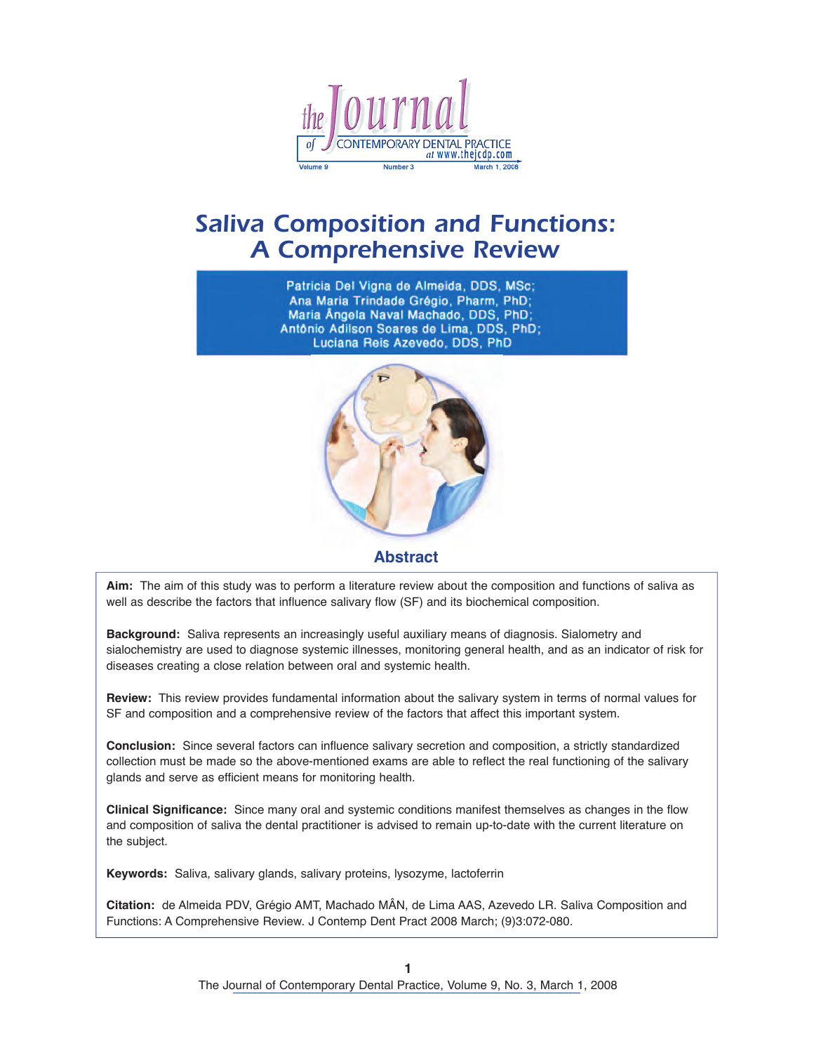# Saliva Composition and Functions: A Comprehensive Review

Patricia Del Vigna de Almeida, DDS, MSc; Ana Maria Trindade Grégio, Pharm, PhD; Maria Ângela Naval Machado, DDS, PhD; Antônio Adilson Soares de Lima, DDS, PhD; Luciana Reis Azevedo, DDS, PhD

## Abstract

**Aim:** The aim of this study was to perform a literature review about the composition and functions of saliva as well as describe the factors that influence salivary flow (SF) and its biochemical composition.

**Background:** Saliva represents an increasingly useful auxiliary means of diagnosis. Sialometry and sialochemistry are used to diagnose systemic illnesses, monitoring general health, and as an indicator of risk for diseases creating a close relation between oral and systemic health.

**Review:** This review provides fundamental information about the salivary system in terms of normal values for SF and composition and a comprehensive review of the factors that affect this important system.

**Conclusion:** Since several factors can influence salivary secretion and composition, a strictly standardized collection must be made so the above-mentioned exams are able to reflect the real functioning of the salivary glands and serve as efficient means for monitoring health.

**Clinical Significance:** Since many oral and systemic conditions manifest themselves as changes in the flow and composition of saliva the dental practitioner is advised to remain up-to-date with the current literature on the subject.

**Keywords:** Saliva, salivary glands, salivary proteins, lysozyme, lactoferrin

**Citation:** de Almeida PDV, Grégio AMT, Machado MÂN, de Lima AAS, Azevedo LR. Saliva Composition and Functions: A Comprehensive Review. J Contemp Dent Pract 2008 March; (9)3:072-080.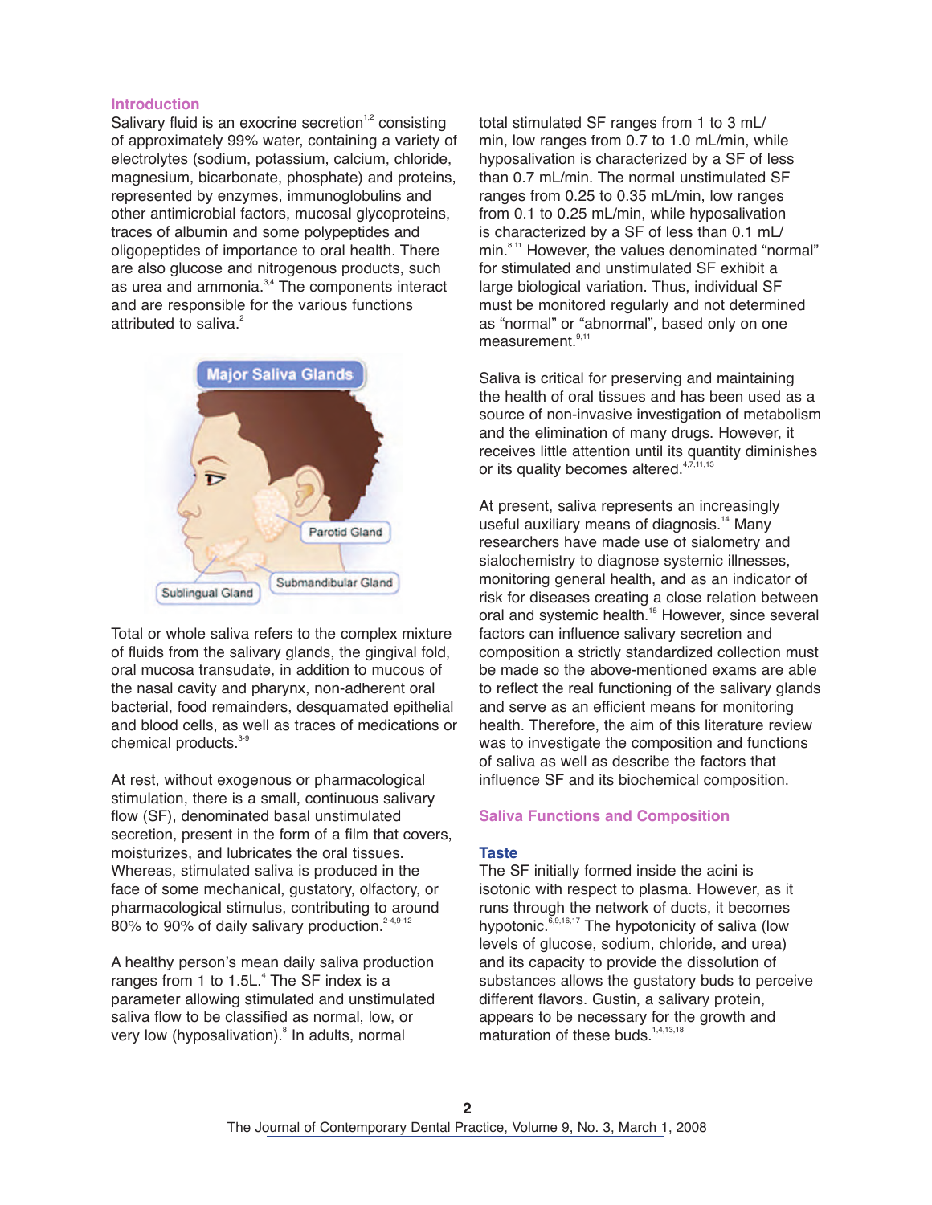## Introduction

Salivary fluid is an exocrine secretion[1,2] consisting of approximately 99% water, containing a variety of electrolytes (sodium, potassium, calcium, chloride, magnesium, bicarbonate, phosphate) and proteins, represented by enzymes, immunoglobulins and other antimicrobial factors, mucosal glycoproteins, traces of albumin and some polypeptides and oligopeptides of importance to oral health. There are also glucose and nitrogenous products, such as urea and ammonia.[3,4] The components interact and are responsible for the various functions attributed to saliva.[2]

Total or whole saliva refers to the complex mixture of fluids from the salivary glands, the gingival fold, oral mucosa transudate, in addition to mucous of the nasal cavity and pharynx, non-adherent oral bacterial, food remainders, desquamated epithelial and blood cells, as well as traces of medications or chemical products.[3-9]

At rest, without exogenous or pharmacological stimulation, there is a small, continuous salivary flow (SF), denominated basal unstimulated secretion, present in the form of a film that covers, moisturizes, and lubricates the oral tissues. Whereas, stimulated saliva is produced in the face of some mechanical, gustatory, olfactory, or pharmacological stimulus, contributing to around 80% to 90% of daily salivary production.[2-4,9-12]

A healthy person's mean daily saliva production ranges from 1 to 1.5L.[4] The SF index is a parameter allowing stimulated and unstimulated saliva flow to be classified as normal, low, or very low (hyposalivation).[8] In adults, normal total stimulated SF ranges from 1 to 3 mL/min, low ranges from 0.7 to 1.0 mL/min, while hyposalivation is characterized by a SF of less than 0.7 mL/min. The normal unstimulated SF ranges from 0.25 to 0.35 mL/min, low ranges from 0.1 to 0.25 mL/min, while hyposalivation is characterized by a SF of less than 0.1 mL/min.[8,11] However, the values denominated "normal" for stimulated and unstimulated SF exhibit a large biological variation. Thus, individual SF must be monitored regularly and not determined as "normal" or "abnormal", based only on one measurement.[9,11]

Saliva is critical for preserving and maintaining the health of oral tissues and has been used as a source of non-invasive investigation of metabolism and the elimination of many drugs. However, it receives little attention until its quantity diminishes or its quality becomes altered.[4,7,11,13]

At present, saliva represents an increasingly useful auxiliary means of diagnosis.[14] Many researchers have made use of sialometry and sialochemistry to diagnose systemic illnesses, monitoring general health, and as an indicator of risk for diseases creating a close relation between oral and systemic health.[15] However, since several factors can influence salivary secretion and composition a strictly standardized collection must be made so the above-mentioned exams are able to reflect the real functioning of the salivary glands and serve as an efficient means for monitoring health. Therefore, the aim of this literature review was to investigate the composition and functions of saliva as well as describe the factors that influence SF and its biochemical composition.

## Saliva Functions and Composition

### Taste

The SF initially formed inside the acini is isotonic with respect to plasma. However, as it runs through the network of ducts, it becomes hypotonic.[6,9,16,17] The hypotonicity of saliva (low levels of glucose, sodium, chloride, and urea) and its capacity to provide the dissolution of substances allows the gustatory buds to perceive different flavors. Gustin, a salivary protein, appears to be necessary for the growth and maturation of these buds.[1,4,13,18]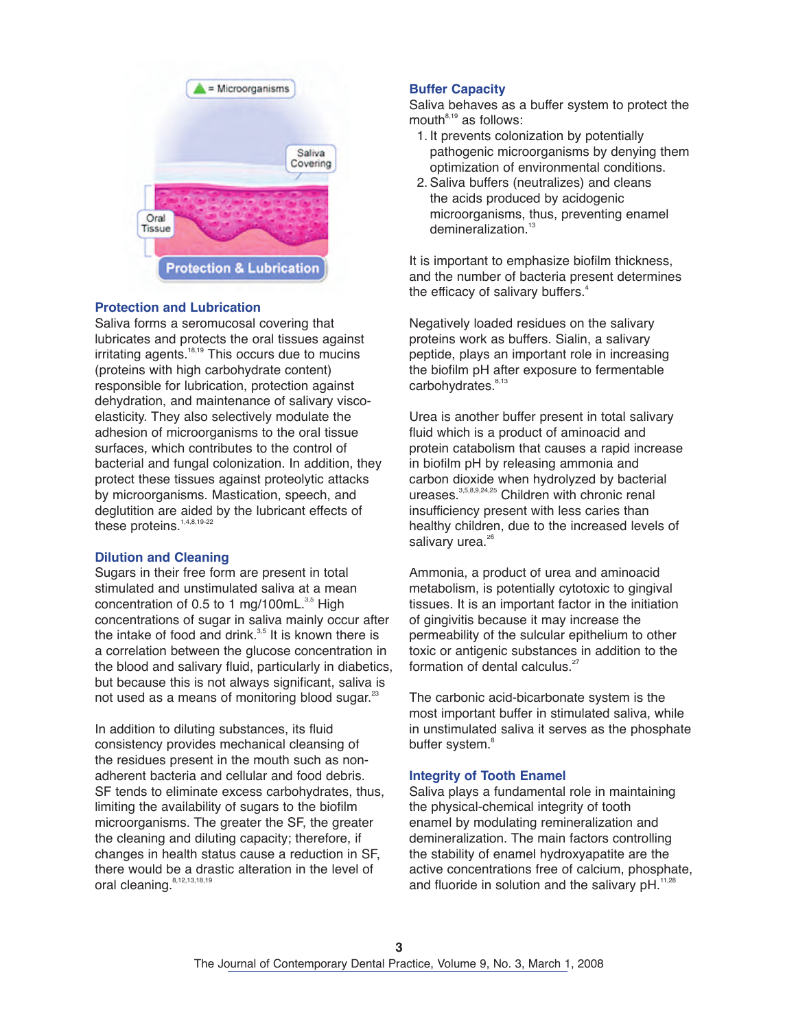### Protection and Lubrication

Saliva forms a seromucosal covering that lubricates and protects the oral tissues against irritating agents.[18,19] This occurs due to mucins (proteins with high carbohydrate content) responsible for lubrication, protection against dehydration, and maintenance of salivary visco-elasticity. They also selectively modulate the adhesion of microorganisms to the oral tissue surfaces, which contributes to the control of bacterial and fungal colonization. In addition, they protect these tissues against proteolytic attacks by microorganisms. Mastication, speech, and deglutition are aided by the lubricant effects of these proteins.[1,4,8,19-22]

### Dilution and Cleaning

Sugars in their free form are present in total stimulated and unstimulated saliva at a mean concentration of 0.5 to 1 mg/100mL.[3,5] High concentrations of sugar in saliva mainly occur after the intake of food and drink.[3,5] It is known there is a correlation between the glucose concentration in the blood and salivary fluid, particularly in diabetics, but because this is not always significant, saliva is not used as a means of monitoring blood sugar.[23]

In addition to diluting substances, its fluid consistency provides mechanical cleansing of the residues present in the mouth such as non-adherent bacteria and cellular and food debris. SF tends to eliminate excess carbohydrates, thus, limiting the availability of sugars to the biofilm microorganisms. The greater the SF, the greater the cleaning and diluting capacity; therefore, if changes in health status cause a reduction in SF, there would be a drastic alteration in the level of oral cleaning.[8,12,13,18,19]

### Buffer Capacity

Saliva behaves as a buffer system to protect the mouth[8,19] as follows:

1. It prevents colonization by potentially pathogenic microorganisms by denying them optimization of environmental conditions.
2. Saliva buffers (neutralizes) and cleans the acids produced by acidogenic microorganisms, thus, preventing enamel demineralization.[13]

It is important to emphasize biofilm thickness, and the number of bacteria present determines the efficacy of salivary buffers.[4]

Negatively loaded residues on the salivary proteins work as buffers. Sialin, a salivary peptide, plays an important role in increasing the biofilm pH after exposure to fermentable carbohydrates.[8,13]

Urea is another buffer present in total salivary fluid which is a product of aminoacid and protein catabolism that causes a rapid increase in biofilm pH by releasing ammonia and carbon dioxide when hydrolyzed by bacterial ureases.[3,5,8,9,24,25] Children with chronic renal insufficiency present with less caries than healthy children, due to the increased levels of salivary urea.[26]

Ammonia, a product of urea and aminoacid metabolism, is potentially cytotoxic to gingival tissues. It is an important factor in the initiation of gingivitis because it may increase the permeability of the sulcular epithelium to other toxic or antigenic substances in addition to the formation of dental calculus.[27]

The carbonic acid-bicarbonate system is the most important buffer in stimulated saliva, while in unstimulated saliva it serves as the phosphate buffer system.[8]

### Integrity of Tooth Enamel

Saliva plays a fundamental role in maintaining the physical-chemical integrity of tooth enamel by modulating remineralization and demineralization. The main factors controlling the stability of enamel hydroxyapatite are the active concentrations free of calcium, phosphate, and fluoride in solution and the salivary pH.[11,28]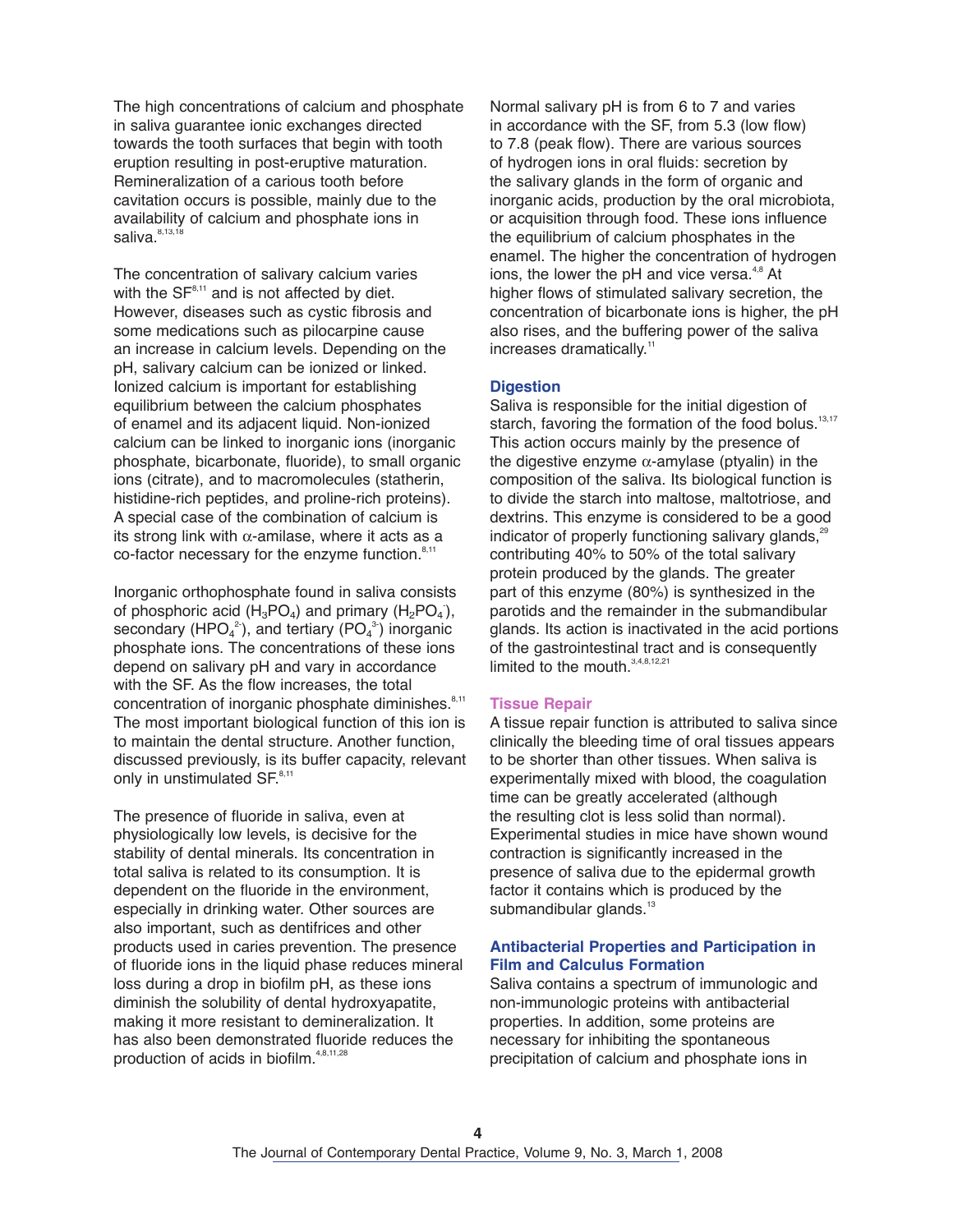The high concentrations of calcium and phosphate in saliva guarantee ionic exchanges directed towards the tooth surfaces that begin with tooth eruption resulting in post-eruptive maturation. Remineralization of a carious tooth before cavitation occurs is possible, mainly due to the availability of calcium and phosphate ions in saliva.[8,13,18]

The concentration of salivary calcium varies with the SF[8,11] and is not affected by diet. However, diseases such as cystic fibrosis and some medications such as pilocarpine cause an increase in calcium levels. Depending on the pH, salivary calcium can be ionized or linked. Ionized calcium is important for establishing equilibrium between the calcium phosphates of enamel and its adjacent liquid. Non-ionized calcium can be linked to inorganic ions (inorganic phosphate, bicarbonate, fluoride), to small organic ions (citrate), and to macromolecules (statherin, histidine-rich peptides, and proline-rich proteins). A special case of the combination of calcium is its strong link with $\alpha$-amilase, where it acts as a co-factor necessary for the enzyme function.[8,11]

Inorganic orthophosphate found in saliva consists of phosphoric acid ($H_3PO_4$) and primary ($H_2PO_4^-$), secondary ($HPO_4^{2-}$), and tertiary ($PO_4^{3-}$) inorganic phosphate ions. The concentrations of these ions depend on salivary pH and vary in accordance with the SF. As the flow increases, the total concentration of inorganic phosphate diminishes.[8,11] The most important biological function of this ion is to maintain the dental structure. Another function, discussed previously, is its buffer capacity, relevant only in unstimulated SF.[8,11]

The presence of fluoride in saliva, even at physiologically low levels, is decisive for the stability of dental minerals. Its concentration in total saliva is related to its consumption. It is dependent on the fluoride in the environment, especially in drinking water. Other sources are also important, such as dentifrices and other products used in caries prevention. The presence of fluoride ions in the liquid phase reduces mineral loss during a drop in biofilm pH, as these ions diminish the solubility of dental hydroxyapatite, making it more resistant to demineralization. It has also been demonstrated fluoride reduces the production of acids in biofilm.[4,8,11,28]

Normal salivary pH is from 6 to 7 and varies in accordance with the SF, from 5.3 (low flow) to 7.8 (peak flow). There are various sources of hydrogen ions in oral fluids: secretion by the salivary glands in the form of organic and inorganic acids, production by the oral microbiota, or acquisition through food. These ions influence the equilibrium of calcium phosphates in the enamel. The higher the concentration of hydrogen ions, the lower the pH and vice versa.[4,8] At higher flows of stimulated salivary secretion, the concentration of bicarbonate ions is higher, the pH also rises, and the buffering power of the saliva increases dramatically.[11]

### Digestion

Saliva is responsible for the initial digestion of starch, favoring the formation of the food bolus.[13,17] This action occurs mainly by the presence of the digestive enzyme $\alpha$-amylase (ptyalin) in the composition of the saliva. Its biological function is to divide the starch into maltose, maltotriose, and dextrins. This enzyme is considered to be a good indicator of properly functioning salivary glands,[29] contributing 40% to 50% of the total salivary protein produced by the glands. The greater part of this enzyme (80%) is synthesized in the parotids and the remainder in the submandibular glands. Its action is inactivated in the acid portions of the gastrointestinal tract and is consequently limited to the mouth.[3,4,8,12,21]

### Tissue Repair

A tissue repair function is attributed to saliva since clinically the bleeding time of oral tissues appears to be shorter than other tissues. When saliva is experimentally mixed with blood, the coagulation time can be greatly accelerated (although the resulting clot is less solid than normal). Experimental studies in mice have shown wound contraction is significantly increased in the presence of saliva due to the epidermal growth factor it contains which is produced by the submandibular glands.[13]

### Antibacterial Properties and Participation in Film and Calculus Formation

Saliva contains a spectrum of immunologic and non-immunologic proteins with antibacterial properties. In addition, some proteins are necessary for inhibiting the spontaneous precipitation of calcium and phosphate ions in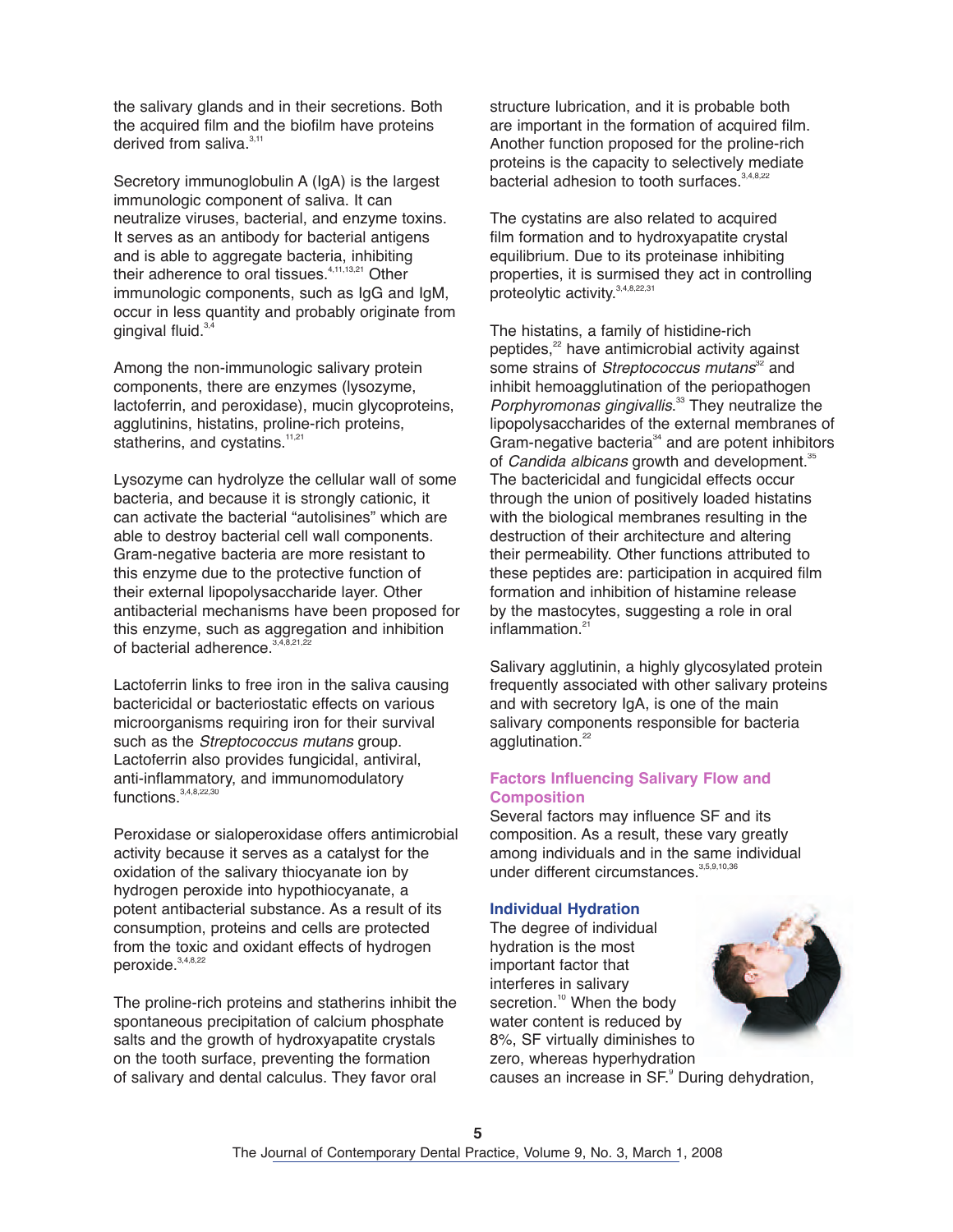the salivary glands and in their secretions. Both the acquired film and the biofilm have proteins derived from saliva.[3,11]

Secretory immunoglobulin A (IgA) is the largest immunologic component of saliva. It can neutralize viruses, bacterial, and enzyme toxins. It serves as an antibody for bacterial antigens and is able to aggregate bacteria, inhibiting their adherence to oral tissues.[4,11,13,21] Other immunologic components, such as IgG and IgM, occur in less quantity and probably originate from gingival fluid.[3,4]

Among the non-immunologic salivary protein components, there are enzymes (lysozyme, lactoferrin, and peroxidase), mucin glycoproteins, agglutinins, histatins, proline-rich proteins, statherins, and cystatins.[11,21]

Lysozyme can hydrolyze the cellular wall of some bacteria, and because it is strongly cationic, it can activate the bacterial "autolisines" which are able to destroy bacterial cell wall components. Gram-negative bacteria are more resistant to this enzyme due to the protective function of their external lipopolysaccharide layer. Other antibacterial mechanisms have been proposed for this enzyme, such as aggregation and inhibition of bacterial adherence.[3,4,8,21,22]

Lactoferrin links to free iron in the saliva causing bactericidal or bacteriostatic effects on various microorganisms requiring iron for their survival such as the *Streptococcus mutans* group. Lactoferrin also provides fungicidal, antiviral, anti-inflammatory, and immunomodulatory functions.[3,4,8,22,30]

Peroxidase or sialoperoxidase offers antimicrobial activity because it serves as a catalyst for the oxidation of the salivary thiocyanate ion by hydrogen peroxide into hypothiocyanate, a potent antibacterial substance. As a result of its consumption, proteins and cells are protected from the toxic and oxidant effects of hydrogen peroxide.[3,4,8,22]

The proline-rich proteins and statherins inhibit the spontaneous precipitation of calcium phosphate salts and the growth of hydroxyapatite crystals on the tooth surface, preventing the formation of salivary and dental calculus. They favor oral structure lubrication, and it is probable both are important in the formation of acquired film. Another function proposed for the proline-rich proteins is the capacity to selectively mediate bacterial adhesion to tooth surfaces.[3,4,8,22]

The cystatins are also related to acquired film formation and to hydroxyapatite crystal equilibrium. Due to its proteinase inhibiting properties, it is surmised they act in controlling proteolytic activity.[3,4,8,22,31]

The histatins, a family of histidine-rich peptides,[22] have antimicrobial activity against some strains of *Streptococcus mutans*[32] and inhibit hemoagglutination of the periopathogen *Porphyromonas gingivallis*.[33] They neutralize the lipopolysaccharides of the external membranes of Gram-negative bacteria[34] and are potent inhibitors of *Candida albicans* growth and development.[35] The bactericidal and fungicidal effects occur through the union of positively loaded histatins with the biological membranes resulting in the destruction of their architecture and altering their permeability. Other functions attributed to these peptides are: participation in acquired film formation and inhibition of histamine release by the mastocytes, suggesting a role in oral inflammation.[21]

Salivary agglutinin, a highly glycosylated protein frequently associated with other salivary proteins and with secretory IgA, is one of the main salivary components responsible for bacteria agglutination.[22]

## Factors Influencing Salivary Flow and Composition

Several factors may influence SF and its composition. As a result, these vary greatly among individuals and in the same individual under different circumstances.[3,5,9,10,36]

### Individual Hydration

The degree of individual hydration is the most important factor that interferes in salivary secretion.[10] When the body water content is reduced by 8%, SF virtually diminishes to zero, whereas hyperhydration causes an increase in SF.[9] During dehydration,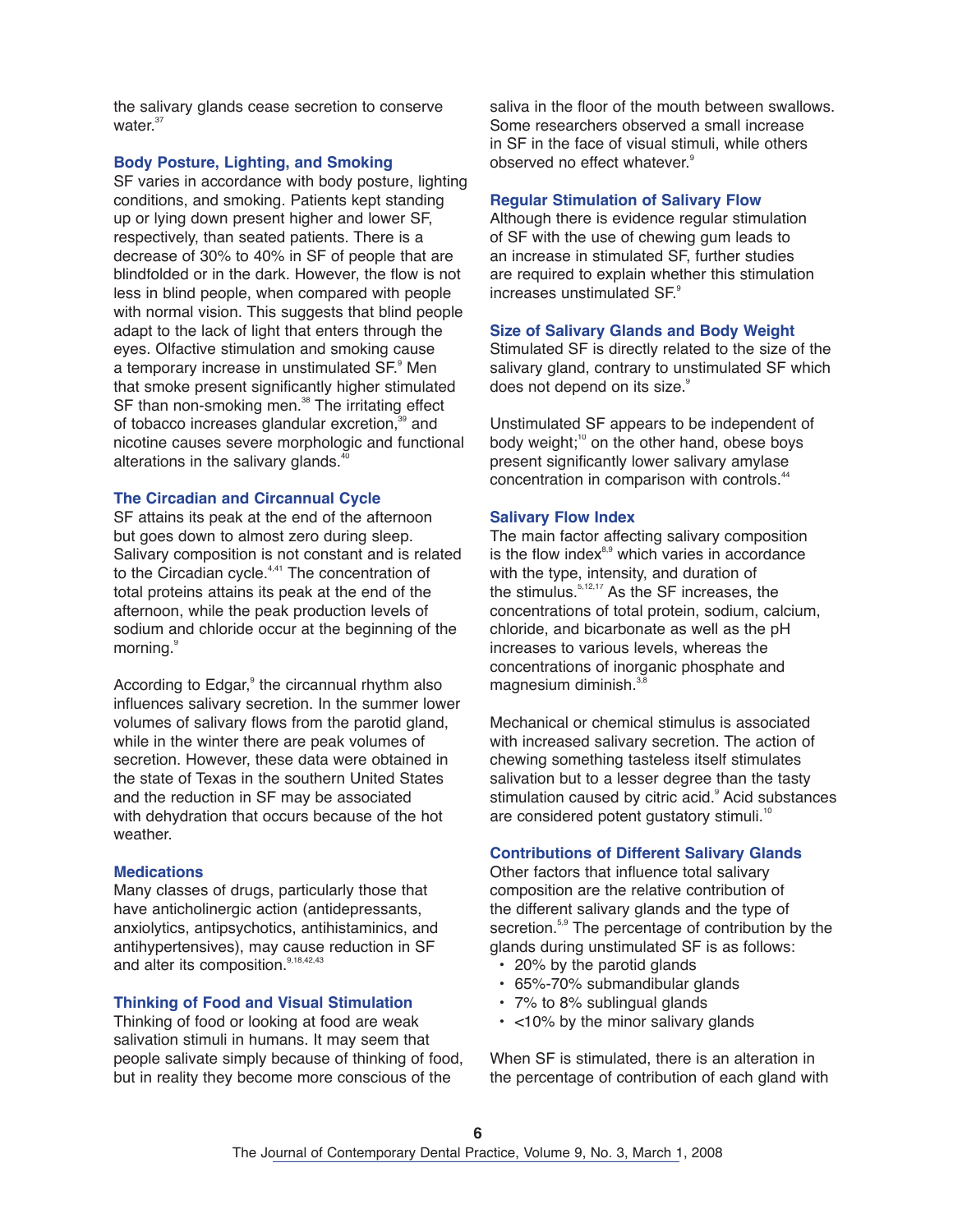the salivary glands cease secretion to conserve water.[37]

### Body Posture, Lighting, and Smoking

SF varies in accordance with body posture, lighting conditions, and smoking. Patients kept standing up or lying down present higher and lower SF, respectively, than seated patients. There is a decrease of 30% to 40% in SF of people that are blindfolded or in the dark. However, the flow is not less in blind people, when compared with people with normal vision. This suggests that blind people adapt to the lack of light that enters through the eyes. Olfactive stimulation and smoking cause a temporary increase in unstimulated SF.[9] Men that smoke present significantly higher stimulated SF than non-smoking men.[38] The irritating effect of tobacco increases glandular excretion,[39] and nicotine causes severe morphologic and functional alterations in the salivary glands.[40]

### The Circadian and Circannual Cycle

SF attains its peak at the end of the afternoon but goes down to almost zero during sleep. Salivary composition is not constant and is related to the Circadian cycle.[4,41] The concentration of total proteins attains its peak at the end of the afternoon, while the peak production levels of sodium and chloride occur at the beginning of the morning.[9]

According to Edgar,[9] the circannual rhythm also influences salivary secretion. In the summer lower volumes of salivary flows from the parotid gland, while in the winter there are peak volumes of secretion. However, these data were obtained in the state of Texas in the southern United States and the reduction in SF may be associated with dehydration that occurs because of the hot weather.

### Medications

Many classes of drugs, particularly those that have anticholinergic action (antidepressants, anxiolytics, antipsychotics, antihistaminics, and antihypertensives), may cause reduction in SF and alter its composition.[9,18,42,43]

### Thinking of Food and Visual Stimulation

Thinking of food or looking at food are weak salivation stimuli in humans. It may seem that people salivate simply because of thinking of food, but in reality they become more conscious of the saliva in the floor of the mouth between swallows. Some researchers observed a small increase in SF in the face of visual stimuli, while others observed no effect whatever.[9]

### Regular Stimulation of Salivary Flow

Although there is evidence regular stimulation of SF with the use of chewing gum leads to an increase in stimulated SF, further studies are required to explain whether this stimulation increases unstimulated SF.[9]

### Size of Salivary Glands and Body Weight

Stimulated SF is directly related to the size of the salivary gland, contrary to unstimulated SF which does not depend on its size.[9]

Unstimulated SF appears to be independent of body weight;[10] on the other hand, obese boys present significantly lower salivary amylase concentration in comparison with controls.[44]

### Salivary Flow Index

The main factor affecting salivary composition is the flow index[8,9] which varies in accordance with the type, intensity, and duration of the stimulus.[5,12,17] As the SF increases, the concentrations of total protein, sodium, calcium, chloride, and bicarbonate as well as the pH increases to various levels, whereas the concentrations of inorganic phosphate and magnesium diminish.[3,8]

Mechanical or chemical stimulus is associated with increased salivary secretion. The action of chewing something tasteless itself stimulates salivation but to a lesser degree than the tasty stimulation caused by citric acid.[9] Acid substances are considered potent gustatory stimuli.[10]

### Contributions of Different Salivary Glands

Other factors that influence total salivary composition are the relative contribution of the different salivary glands and the type of secretion.[5,9] The percentage of contribution by the glands during unstimulated SF is as follows:

- 20% by the parotid glands
- 65%-70% submandibular glands
- 7% to 8% sublingual glands
- <10% by the minor salivary glands

When SF is stimulated, there is an alteration in the percentage of contribution of each gland with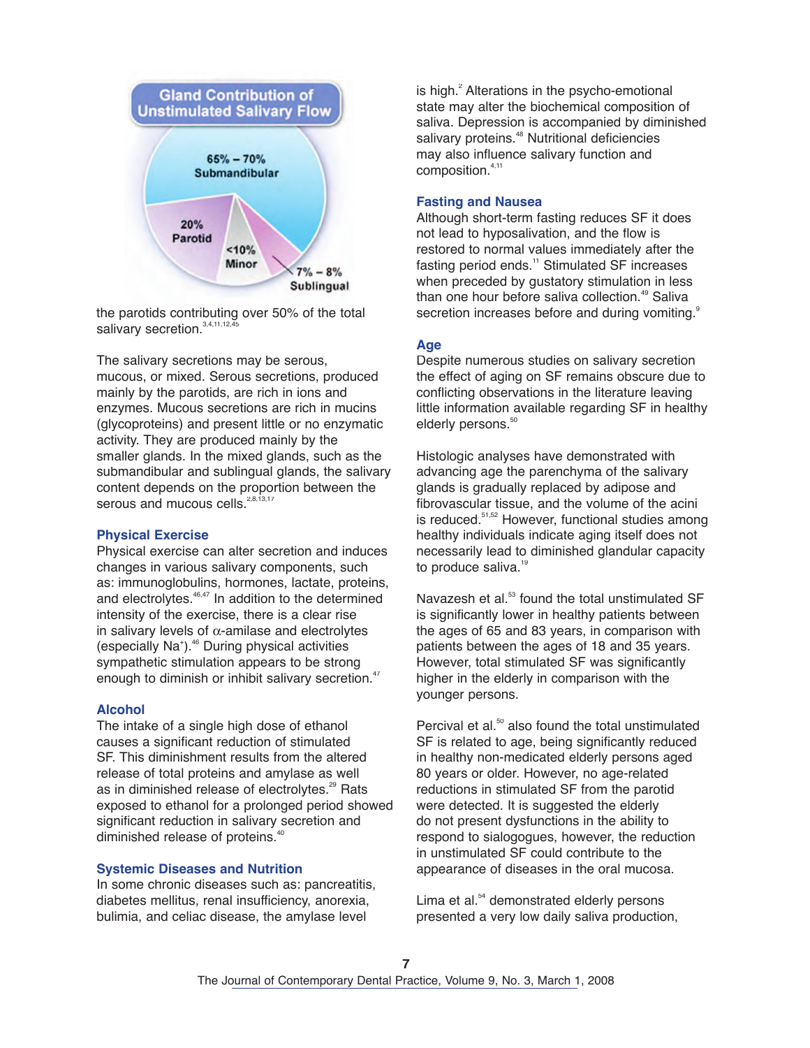**Gland Contribution of Unstimulated Salivary Flow**

65% – 70% Submandibular

20% Parotid

<10% Minor

7% – 8% Sublingual

the parotids contributing over 50% of the total salivary secretion.[3,4,11,12,45]

The salivary secretions may be serous, mucous, or mixed. Serous secretions, produced mainly by the parotids, are rich in ions and enzymes. Mucous secretions are rich in mucins (glycoproteins) and present little or no enzymatic activity. They are produced mainly by the smaller glands. In the mixed glands, such as the submandibular and sublingual glands, the salivary content depends on the proportion between the serous and mucous cells.[2,8,13,17]

## Physical Exercise

Physical exercise can alter secretion and induces changes in various salivary components, such as: immunoglobulins, hormones, lactate, proteins, and electrolytes.[46,47] In addition to the determined intensity of the exercise, there is a clear rise in salivary levels of α-amilase and electrolytes (especially $Na^+$).[46] During physical activities sympathetic stimulation appears to be strong enough to diminish or inhibit salivary secretion.[47]

## Alcohol

The intake of a single high dose of ethanol causes a significant reduction of stimulated SF. This diminishment results from the altered release of total proteins and amylase as well as in diminished release of electrolytes.[29] Rats exposed to ethanol for a prolonged period showed significant reduction in salivary secretion and diminished release of proteins.[40]

## Systemic Diseases and Nutrition

In some chronic diseases such as: pancreatitis, diabetes mellitus, renal insufficiency, anorexia, bulimia, and celiac disease, the amylase level is high.[2] Alterations in the psycho-emotional state may alter the biochemical composition of saliva. Depression is accompanied by diminished salivary proteins.[48] Nutritional deficiencies may also influence salivary function and composition.[4,11]

## Fasting and Nausea

Although short-term fasting reduces SF it does not lead to hyposalivation, and the flow is restored to normal values immediately after the fasting period ends.[11] Stimulated SF increases when preceded by gustatory stimulation in less than one hour before saliva collection.[49] Saliva secretion increases before and during vomiting.[9]

## Age

Despite numerous studies on salivary secretion the effect of aging on SF remains obscure due to conflicting observations in the literature leaving little information available regarding SF in healthy elderly persons.[50]

Histologic analyses have demonstrated with advancing age the parenchyma of the salivary glands is gradually replaced by adipose and fibrovascular tissue, and the volume of the acini is reduced.[51,52] However, functional studies among healthy individuals indicate aging itself does not necessarily lead to diminished glandular capacity to produce saliva.[19]

Navazesh et al.[53] found the total unstimulated SF is significantly lower in healthy patients between the ages of 65 and 83 years, in comparison with patients between the ages of 18 and 35 years. However, total stimulated SF was significantly higher in the elderly in comparison with the younger persons.

Percival et al.[50] also found the total unstimulated SF is related to age, being significantly reduced in healthy non-medicated elderly persons aged 80 years or older. However, no age-related reductions in stimulated SF from the parotid were detected. It is suggested the elderly do not present dysfunctions in the ability to respond to sialogogues, however, the reduction in unstimulated SF could contribute to the appearance of diseases in the oral mucosa.

Lima et al.[54] demonstrated elderly persons presented a very low daily saliva production,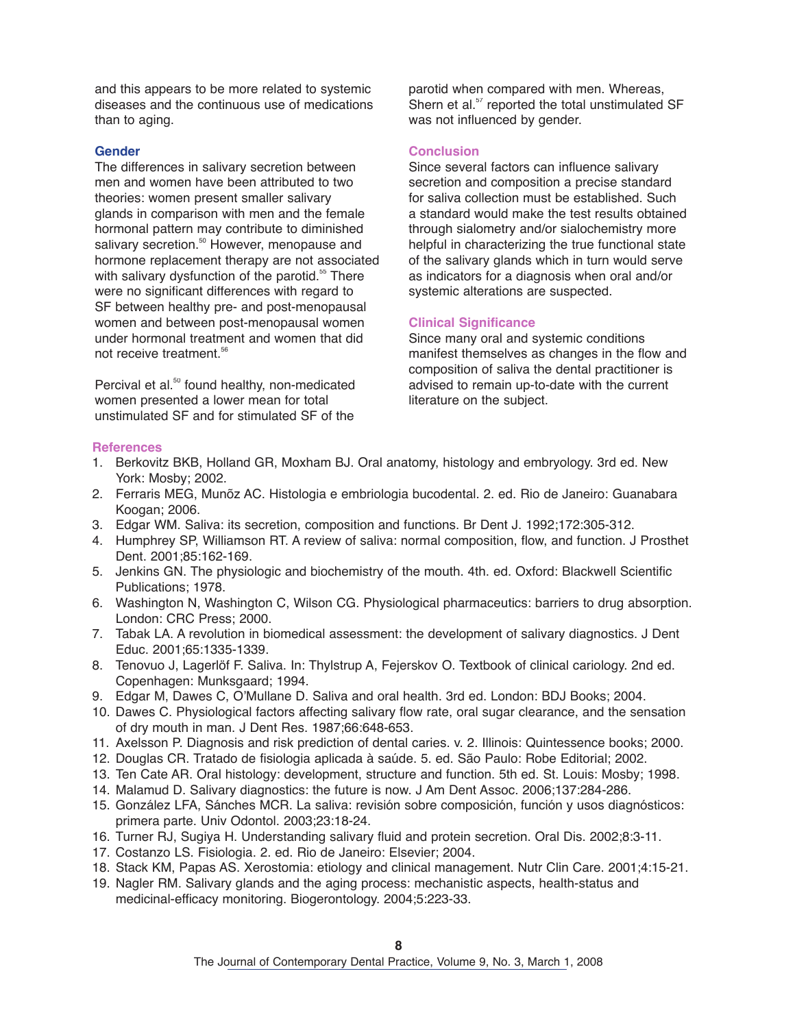and this appears to be more related to systemic diseases and the continuous use of medications than to aging.

### Gender

The differences in salivary secretion between men and women have been attributed to two theories: women present smaller salivary glands in comparison with men and the female hormonal pattern may contribute to diminished salivary secretion.[50] However, menopause and hormone replacement therapy are not associated with salivary dysfunction of the parotid.[55] There were no significant differences with regard to SF between healthy pre- and post-menopausal women and between post-menopausal women under hormonal treatment and women that did not receive treatment.[56]

Percival et al.[50] found healthy, non-medicated women presented a lower mean for total unstimulated SF and for stimulated SF of the parotid when compared with men. Whereas, Shern et al.[57] reported the total unstimulated SF was not influenced by gender.

## Conclusion

Since several factors can influence salivary secretion and composition a precise standard for saliva collection must be established. Such a standard would make the test results obtained through sialometry and/or sialochemistry more helpful in characterizing the true functional state of the salivary glands which in turn would serve as indicators for a diagnosis when oral and/or systemic alterations are suspected.

## Clinical Significance

Since many oral and systemic conditions manifest themselves as changes in the flow and composition of saliva the dental practitioner is advised to remain up-to-date with the current literature on the subject.

## References

1. Berkovitz BKB, Holland GR, Moxham BJ. Oral anatomy, histology and embryology. 3rd ed. New York: Mosby; 2002.
2. Ferraris MEG, Munõz AC. Histologia e embriologia bucodental. 2. ed. Rio de Janeiro: Guanabara Koogan; 2006.
3. Edgar WM. Saliva: its secretion, composition and functions. Br Dent J. 1992;172:305-312.
4. Humphrey SP, Williamson RT. A review of saliva: normal composition, flow, and function. J Prosthet Dent. 2001;85:162-169.
5. Jenkins GN. The physiologic and biochemistry of the mouth. 4th. ed. Oxford: Blackwell Scientific Publications; 1978.
6. Washington N, Washington C, Wilson CG. Physiological pharmaceutics: barriers to drug absorption. London: CRC Press; 2000.
7. Tabak LA. A revolution in biomedical assessment: the development of salivary diagnostics. J Dent Educ. 2001;65:1335-1339.
8. Tenovuo J, Lagerlöf F. Saliva. In: Thylstrup A, Fejerskov O. Textbook of clinical cariology. 2nd ed. Copenhagen: Munksgaard; 1994.
9. Edgar M, Dawes C, O'Mullane D. Saliva and oral health. 3rd ed. London: BDJ Books; 2004.
10. Dawes C. Physiological factors affecting salivary flow rate, oral sugar clearance, and the sensation of dry mouth in man. J Dent Res. 1987;66:648-653.
11. Axelsson P. Diagnosis and risk prediction of dental caries. v. 2. Illinois: Quintessence books; 2000.
12. Douglas CR. Tratado de fisiologia aplicada à saúde. 5. ed. São Paulo: Robe Editorial; 2002.
13. Ten Cate AR. Oral histology: development, structure and function. 5th ed. St. Louis: Mosby; 1998.
14. Malamud D. Salivary diagnostics: the future is now. J Am Dent Assoc. 2006;137:284-286.
15. González LFA, Sánches MCR. La saliva: revisión sobre composición, función y usos diagnósticos: primera parte. Univ Odontol. 2003;23:18-24.
16. Turner RJ, Sugiya H. Understanding salivary fluid and protein secretion. Oral Dis. 2002;8:3-11.
17. Costanzo LS. Fisiologia. 2. ed. Rio de Janeiro: Elsevier; 2004.
18. Stack KM, Papas AS. Xerostomia: etiology and clinical management. Nutr Clin Care. 2001;4:15-21.
19. Nagler RM. Salivary glands and the aging process: mechanistic aspects, health-status and medicinal-efficacy monitoring. Biogerontology. 2004;5:223-33.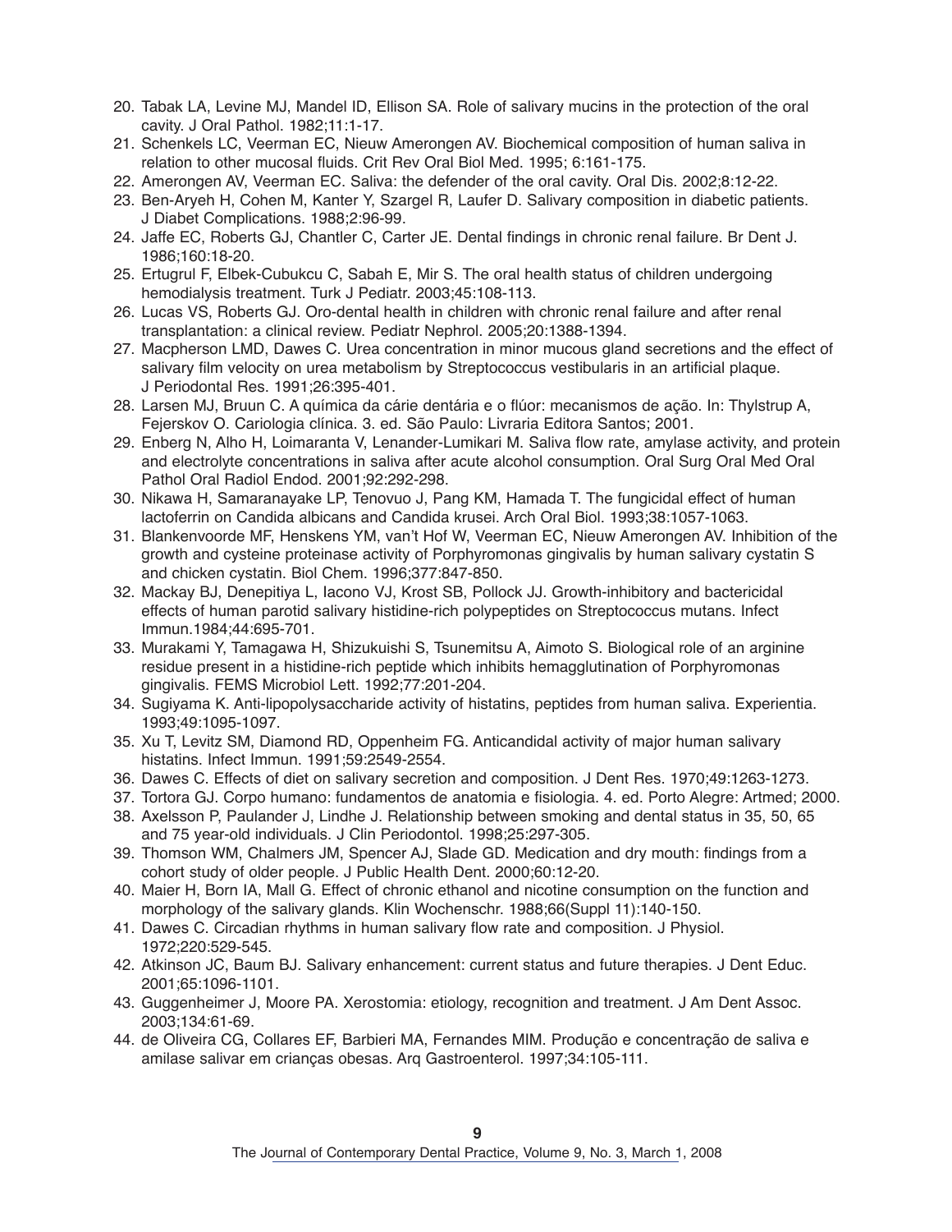20. Tabak LA, Levine MJ, Mandel ID, Ellison SA. Role of salivary mucins in the protection of the oral cavity. J Oral Pathol. 1982;11:1-17.
21. Schenkels LC, Veerman EC, Nieuw Amerongen AV. Biochemical composition of human saliva in relation to other mucosal fluids. Crit Rev Oral Biol Med. 1995; 6:161-175.
22. Amerongen AV, Veerman EC. Saliva: the defender of the oral cavity. Oral Dis. 2002;8:12-22.
23. Ben-Aryeh H, Cohen M, Kanter Y, Szargel R, Laufer D. Salivary composition in diabetic patients. J Diabet Complications. 1988;2:96-99.
24. Jaffe EC, Roberts GJ, Chantler C, Carter JE. Dental findings in chronic renal failure. Br Dent J. 1986;160:18-20.
25. Ertugrul F, Elbek-Cubukcu C, Sabah E, Mir S. The oral health status of children undergoing hemodialysis treatment. Turk J Pediatr. 2003;45:108-113.
26. Lucas VS, Roberts GJ. Oro-dental health in children with chronic renal failure and after renal transplantation: a clinical review. Pediatr Nephrol. 2005;20:1388-1394.
27. Macpherson LMD, Dawes C. Urea concentration in minor mucous gland secretions and the effect of salivary film velocity on urea metabolism by Streptococcus vestibularis in an artificial plaque. J Periodontal Res. 1991;26:395-401.
28. Larsen MJ, Bruun C. A química da cárie dentária e o flúor: mecanismos de ação. In: Thylstrup A, Fejerskov O. Cariologia clínica. 3. ed. São Paulo: Livraria Editora Santos; 2001.
29. Enberg N, Alho H, Loimaranta V, Lenander-Lumikari M. Saliva flow rate, amylase activity, and protein and electrolyte concentrations in saliva after acute alcohol consumption. Oral Surg Oral Med Oral Pathol Oral Radiol Endod. 2001;92:292-298.
30. Nikawa H, Samaranayake LP, Tenovuo J, Pang KM, Hamada T. The fungicidal effect of human lactoferrin on Candida albicans and Candida krusei. Arch Oral Biol. 1993;38:1057-1063.
31. Blankenvoorde MF, Henskens YM, van't Hof W, Veerman EC, Nieuw Amerongen AV. Inhibition of the growth and cysteine proteinase activity of Porphyromonas gingivalis by human salivary cystatin S and chicken cystatin. Biol Chem. 1996;377:847-850.
32. Mackay BJ, Denepitiya L, Iacono VJ, Krost SB, Pollock JJ. Growth-inhibitory and bactericidal effects of human parotid salivary histidine-rich polypeptides on Streptococcus mutans. Infect Immun.1984;44:695-701.
33. Murakami Y, Tamagawa H, Shizukuishi S, Tsunemitsu A, Aimoto S. Biological role of an arginine residue present in a histidine-rich peptide which inhibits hemagglutination of Porphyromonas gingivalis. FEMS Microbiol Lett. 1992;77:201-204.
34. Sugiyama K. Anti-lipopolysaccharide activity of histatins, peptides from human saliva. Experientia. 1993;49:1095-1097.
35. Xu T, Levitz SM, Diamond RD, Oppenheim FG. Anticandidal activity of major human salivary histatins. Infect Immun. 1991;59:2549-2554.
36. Dawes C. Effects of diet on salivary secretion and composition. J Dent Res. 1970;49:1263-1273.
37. Tortora GJ. Corpo humano: fundamentos de anatomia e fisiologia. 4. ed. Porto Alegre: Artmed; 2000.
38. Axelsson P, Paulander J, Lindhe J. Relationship between smoking and dental status in 35, 50, 65 and 75 year-old individuals. J Clin Periodontol. 1998;25:297-305.
39. Thomson WM, Chalmers JM, Spencer AJ, Slade GD. Medication and dry mouth: findings from a cohort study of older people. J Public Health Dent. 2000;60:12-20.
40. Maier H, Born IA, Mall G. Effect of chronic ethanol and nicotine consumption on the function and morphology of the salivary glands. Klin Wochenschr. 1988;66(Suppl 11):140-150.
41. Dawes C. Circadian rhythms in human salivary flow rate and composition. J Physiol. 1972;220:529-545.
42. Atkinson JC, Baum BJ. Salivary enhancement: current status and future therapies. J Dent Educ. 2001;65:1096-1101.
43. Guggenheimer J, Moore PA. Xerostomia: etiology, recognition and treatment. J Am Dent Assoc. 2003;134:61-69.
44. de Oliveira CG, Collares EF, Barbieri MA, Fernandes MIM. Produção e concentração de saliva e amilase salivar em crianças obesas. Arq Gastroenterol. 1997;34:105-111.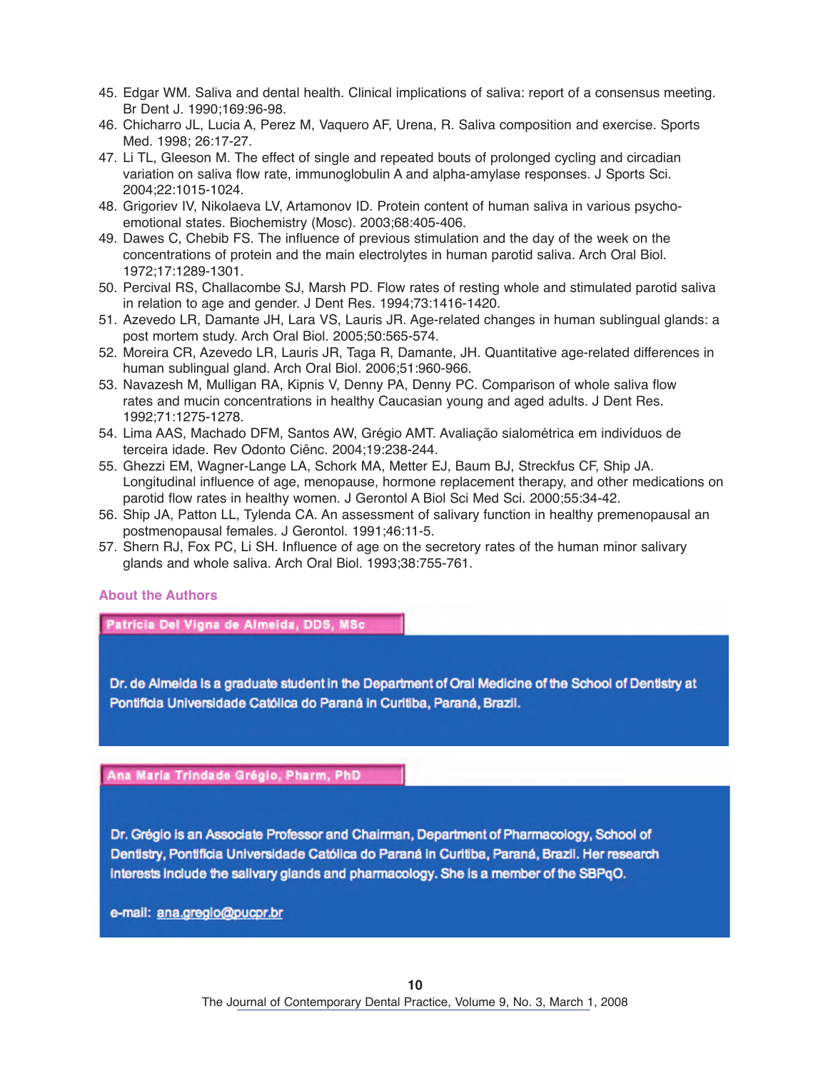45. Edgar WM. Saliva and dental health. Clinical implications of saliva: report of a consensus meeting. Br Dent J. 1990;169:96-98.
46. Chicharro JL, Lucia A, Perez M, Vaquero AF, Urena, R. Saliva composition and exercise. Sports Med. 1998; 26:17-27.
47. Li TL, Gleeson M. The effect of single and repeated bouts of prolonged cycling and circadian variation on saliva flow rate, immunoglobulin A and alpha-amylase responses. J Sports Sci. 2004;22:1015-1024.
48. Grigoriev IV, Nikolaeva LV, Artamonov ID. Protein content of human saliva in various psycho-emotional states. Biochemistry (Mosc). 2003;68:405-406.
49. Dawes C, Chebib FS. The influence of previous stimulation and the day of the week on the concentrations of protein and the main electrolytes in human parotid saliva. Arch Oral Biol. 1972;17:1289-1301.
50. Percival RS, Challacombe SJ, Marsh PD. Flow rates of resting whole and stimulated parotid saliva in relation to age and gender. J Dent Res. 1994;73:1416-1420.
51. Azevedo LR, Damante JH, Lara VS, Lauris JR. Age-related changes in human sublingual glands: a post mortem study. Arch Oral Biol. 2005;50:565-574.
52. Moreira CR, Azevedo LR, Lauris JR, Taga R, Damante, JH. Quantitative age-related differences in human sublingual gland. Arch Oral Biol. 2006;51:960-966.
53. Navazesh M, Mulligan RA, Kipnis V, Denny PA, Denny PC. Comparison of whole saliva flow rates and mucin concentrations in healthy Caucasian young and aged adults. J Dent Res. 1992;71:1275-1278.
54. Lima AAS, Machado DFM, Santos AW, Grégio AMT. Avaliação sialométrica em indivíduos de terceira idade. Rev Odonto Ciênc. 2004;19:238-244.
55. Ghezzi EM, Wagner-Lange LA, Schork MA, Metter EJ, Baum BJ, Streckfus CF, Ship JA. Longitudinal influence of age, menopause, hormone replacement therapy, and other medications on parotid flow rates in healthy women. J Gerontol A Biol Sci Med Sci. 2000;55:34-42.
56. Ship JA, Patton LL, Tylenda CA. An assessment of salivary function in healthy premenopausal an postmenopausal females. J Gerontol. 1991;46:11-5.
57. Shern RJ, Fox PC, Li SH. Influence of age on the secretory rates of the human minor salivary glands and whole saliva. Arch Oral Biol. 1993;38:755-761.

## About the Authors

**Patricia Del Vigna de Almeida, DDS, MSc**

Dr. de Almeida is a graduate student in the Department of Oral Medicine of the School of Dentistry at Pontifícia Universidade Católica do Paraná in Curitiba, Paraná, Brazil.

**Ana Maria Trindade Grégio, Pharm, PhD**

Dr. Grégio is an Associate Professor and Chairman, Department of Pharmacology, School of Dentistry, Pontifícia Universidade Católica do Paraná in Curitiba, Paraná, Brazil. Her research interests include the salivary glands and pharmacology. She is a member of the SBPqO.

e-mail: ana.gregio@pucpr.br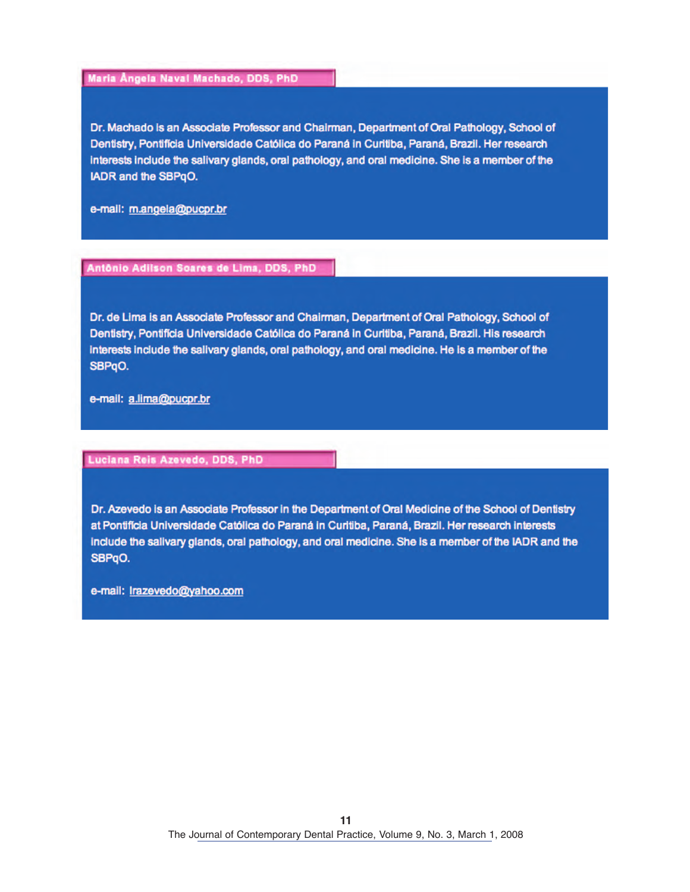### Maria Ângela Naval Machado, DDS, PhD

Dr. Machado is an Associate Professor and Chairman, Department of Oral Pathology, School of Dentistry, Pontifícia Universidade Católica do Paraná in Curitiba, Paraná, Brazil. Her research interests include the salivary glands, oral pathology, and oral medicine. She is a member of the IADR and the SBPqO.

e-mail: m.angela@pucpr.br

### Antônio Adilson Soares de Lima, DDS, PhD

Dr. de Lima is an Associate Professor and Chairman, Department of Oral Pathology, School of Dentistry, Pontifícia Universidade Católica do Paraná in Curitiba, Paraná, Brazil. His research interests include the salivary glands, oral pathology, and oral medicine. He is a member of the SBPqO.

e-mail: a.lima@pucpr.br

### Luciana Reis Azevedo, DDS, PhD

Dr. Azevedo is an Associate Professor in the Department of Oral Medicine of the School of Dentistry at Pontifícia Universidade Católica do Paraná in Curitiba, Paraná, Brazil. Her research interests include the salivary glands, oral pathology, and oral medicine. She is a member of the IADR and the SBPqO.

e-mail: lrazevedo@yahoo.com